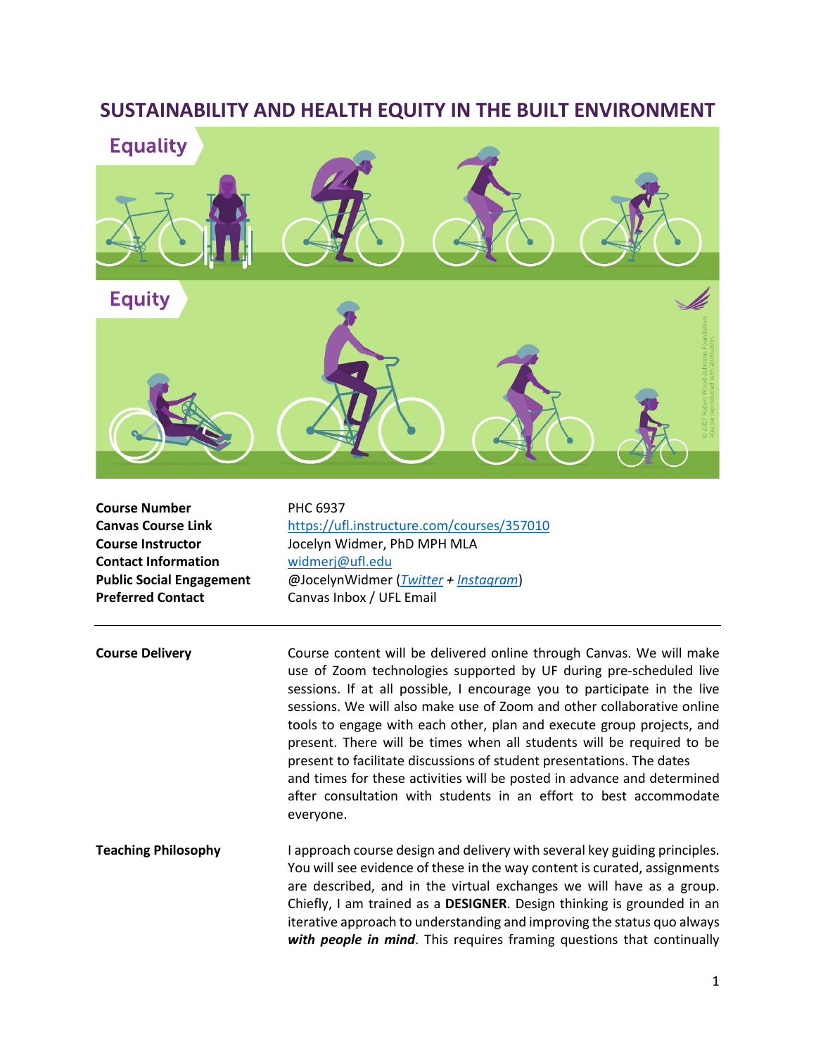# SUSTAINABILITY AND HEALTH EQUITY IN THE BUILT ENVIRONMENT

| | |
|---|---|
| **Course Number** | PHC 6937 |
| **Canvas Course Link** | https://ufl.instructure.com/courses/357010 |
| **Course Instructor** | Jocelyn Widmer, PhD MPH MLA |
| **Contact Information** | widmerj@ufl.edu |
| **Public Social Engagement** | @JocelynWidmer (*Twitter* + *Instagram*) |
| **Preferred Contact** | Canvas Inbox / UFL Email |

---

**Course Delivery**

Course content will be delivered online through Canvas. We will make use of Zoom technologies supported by UF during pre-scheduled live sessions. If at all possible, I encourage you to participate in the live sessions. We will also make use of Zoom and other collaborative online tools to engage with each other, plan and execute group projects, and present. There will be times when all students will be required to be present to facilitate discussions of student presentations. The dates and times for these activities will be posted in advance and determined after consultation with students in an effort to best accommodate everyone.

**Teaching Philosophy**

I approach course design and delivery with several key guiding principles. You will see evidence of these in the way content is curated, assignments are described, and in the virtual exchanges we will have as a group. Chiefly, I am trained as a **DESIGNER**. Design thinking is grounded in an iterative approach to understanding and improving the status quo always ***with people in mind***. This requires framing questions that continually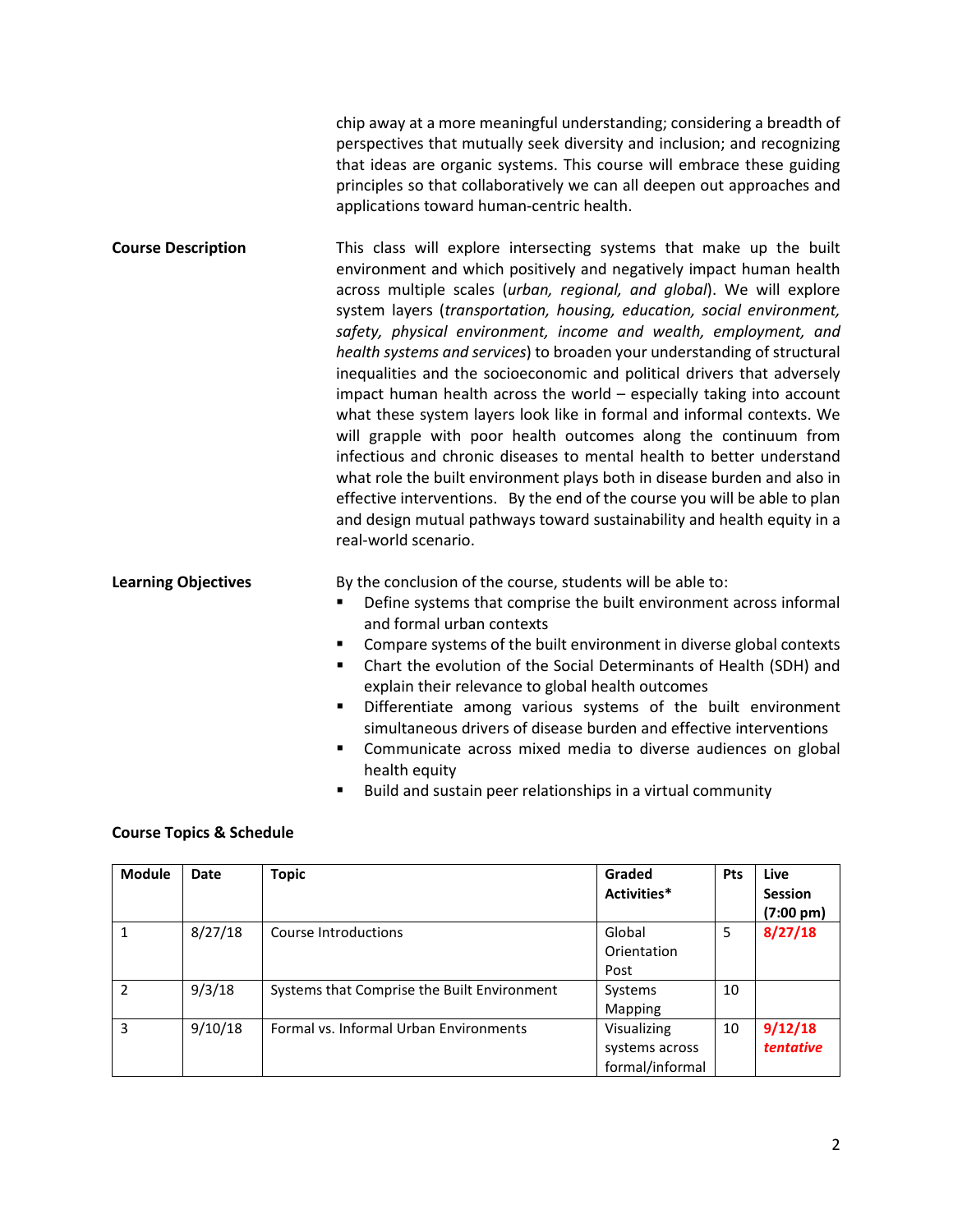chip away at a more meaningful understanding; considering a breadth of perspectives that mutually seek diversity and inclusion; and recognizing that ideas are organic systems. This course will embrace these guiding principles so that collaboratively we can all deepen out approaches and applications toward human-centric health.

**Course Description**

This class will explore intersecting systems that make up the built environment and which positively and negatively impact human health across multiple scales (*urban, regional, and global*). We will explore system layers (*transportation, housing, education, social environment, safety, physical environment, income and wealth, employment, and health systems and services*) to broaden your understanding of structural inequalities and the socioeconomic and political drivers that adversely impact human health across the world – especially taking into account what these system layers look like in formal and informal contexts. We will grapple with poor health outcomes along the continuum from infectious and chronic diseases to mental health to better understand what role the built environment plays both in disease burden and also in effective interventions. By the end of the course you will be able to plan and design mutual pathways toward sustainability and health equity in a real-world scenario.

**Learning Objectives**

By the conclusion of the course, students will be able to:

- Define systems that comprise the built environment across informal and formal urban contexts
- Compare systems of the built environment in diverse global contexts
- Chart the evolution of the Social Determinants of Health (SDH) and explain their relevance to global health outcomes
- Differentiate among various systems of the built environment simultaneous drivers of disease burden and effective interventions
- Communicate across mixed media to diverse audiences on global health equity
- Build and sustain peer relationships in a virtual community

**Course Topics & Schedule**

| Module | Date | Topic | Graded Activities* | Pts | Live Session (7:00 pm) |
|---|---|---|---|---|---|
| 1 | 8/27/18 | Course Introductions | Global Orientation Post | 5 | **8/27/18** |
| 2 | 9/3/18 | Systems that Comprise the Built Environment | Systems Mapping | 10 | |
| 3 | 9/10/18 | Formal vs. Informal Urban Environments | Visualizing systems across formal/informal | 10 | **9/12/18** ***tentative*** |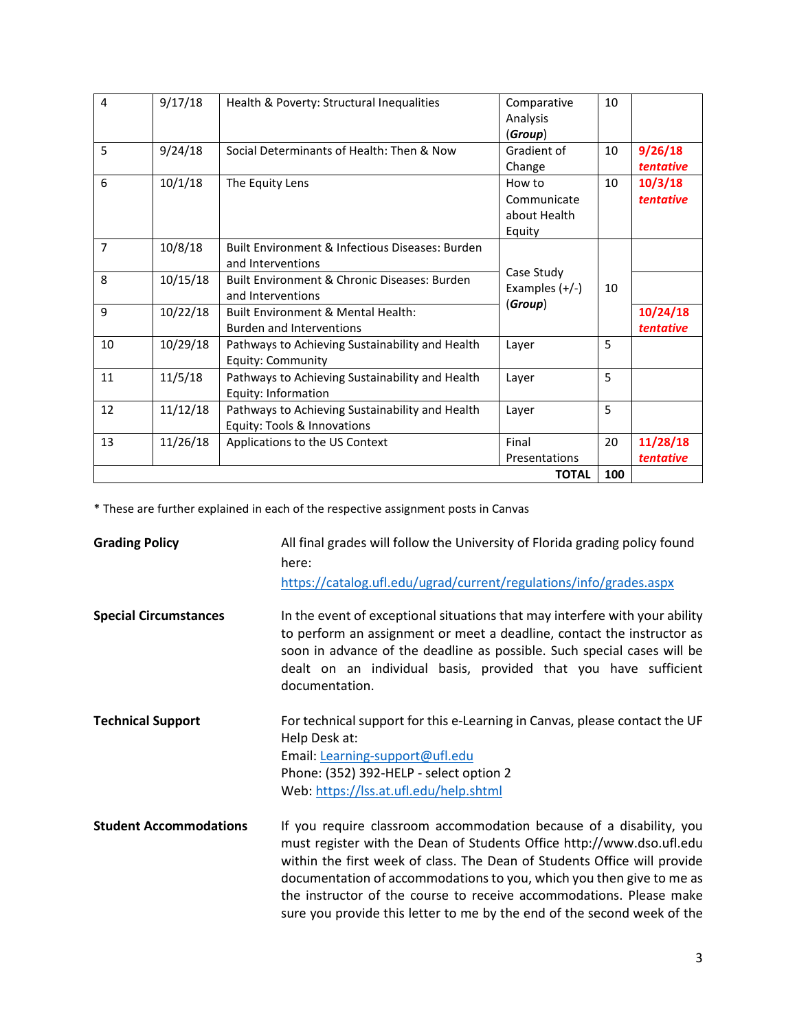| 4 | 9/17/18 | Health & Poverty: Structural Inequalities | Comparative Analysis (***Group***) | 10 | |
|---|---|---|---|---|---|
| 5 | 9/24/18 | Social Determinants of Health: Then & Now | Gradient of Change | 10 | **9/26/18** ***tentative*** |
| 6 | 10/1/18 | The Equity Lens | How to Communicate about Health Equity | 10 | **10/3/18** ***tentative*** |
| 7 | 10/8/18 | Built Environment & Infectious Diseases: Burden and Interventions | Case Study Examples (+/-) (***Group***) | 10 | |
| 8 | 10/15/18 | Built Environment & Chronic Diseases: Burden and Interventions | | | |
| 9 | 10/22/18 | Built Environment & Mental Health: Burden and Interventions | | | **10/24/18** ***tentative*** |
| 10 | 10/29/18 | Pathways to Achieving Sustainability and Health Equity: Community | Layer | 5 | |
| 11 | 11/5/18 | Pathways to Achieving Sustainability and Health Equity: Information | Layer | 5 | |
| 12 | 11/12/18 | Pathways to Achieving Sustainability and Health Equity: Tools & Innovations | Layer | 5 | |
| 13 | 11/26/18 | Applications to the US Context | Final Presentations | 20 | **11/28/18** ***tentative*** |
| | | | **TOTAL** | **100** | |

* These are further explained in each of the respective assignment posts in Canvas

**Grading Policy**

All final grades will follow the University of Florida grading policy found here: https://catalog.ufl.edu/ugrad/current/regulations/info/grades.aspx

**Special Circumstances**

In the event of exceptional situations that may interfere with your ability to perform an assignment or meet a deadline, contact the instructor as soon in advance of the deadline as possible. Such special cases will be dealt on an individual basis, provided that you have sufficient documentation.

**Technical Support**

For technical support for this e-Learning in Canvas, please contact the UF Help Desk at:
Email: Learning-support@ufl.edu
Phone: (352) 392-HELP - select option 2
Web: https://lss.at.ufl.edu/help.shtml

**Student Accommodations**

If you require classroom accommodation because of a disability, you must register with the Dean of Students Office http://www.dso.ufl.edu within the first week of class. The Dean of Students Office will provide documentation of accommodations to you, which you then give to me as the instructor of the course to receive accommodations. Please make sure you provide this letter to me by the end of the second week of the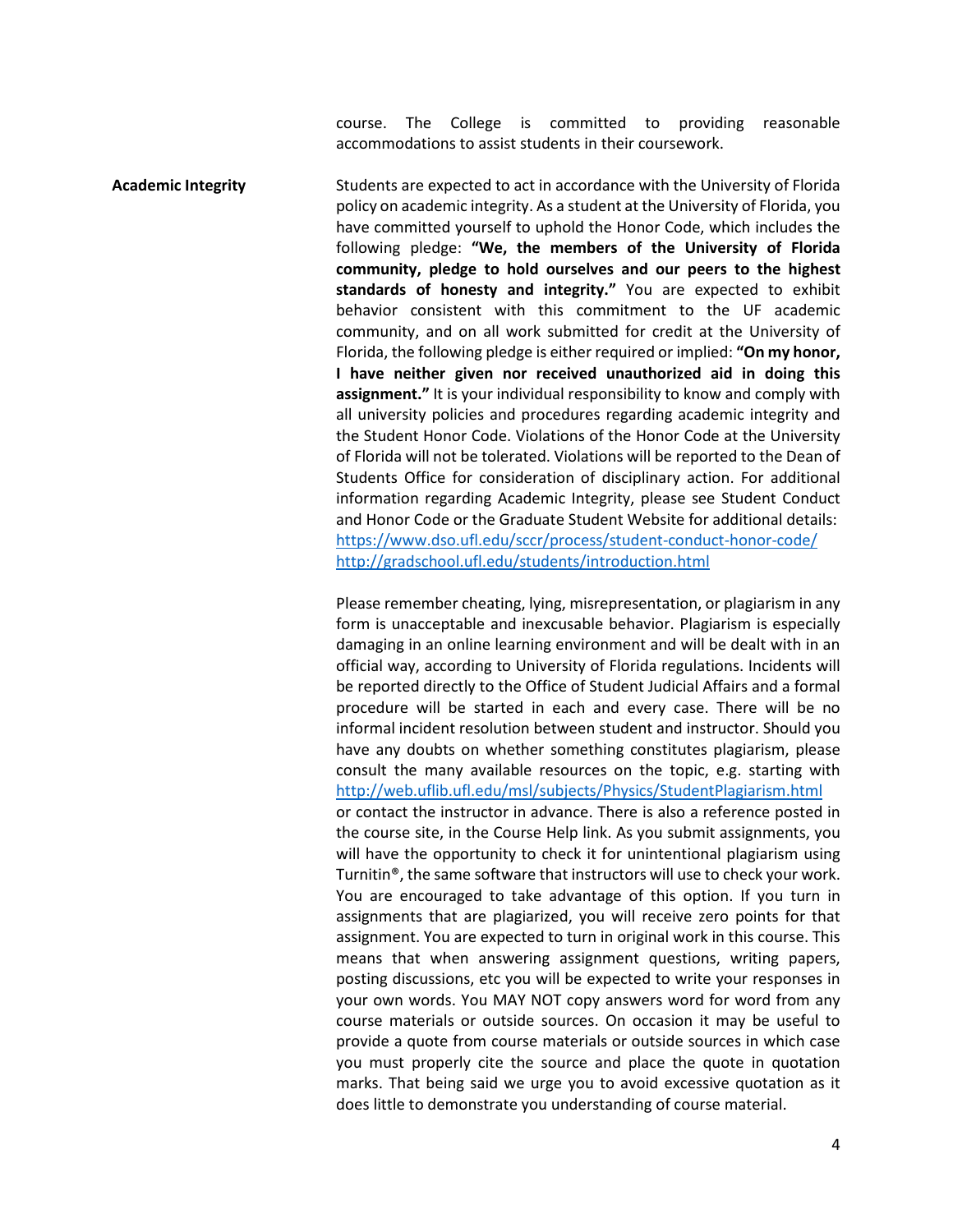course. The College is committed to providing reasonable accommodations to assist students in their coursework.

**Academic Integrity**

Students are expected to act in accordance with the University of Florida policy on academic integrity. As a student at the University of Florida, you have committed yourself to uphold the Honor Code, which includes the following pledge: **"We, the members of the University of Florida community, pledge to hold ourselves and our peers to the highest standards of honesty and integrity."** You are expected to exhibit behavior consistent with this commitment to the UF academic community, and on all work submitted for credit at the University of Florida, the following pledge is either required or implied: **"On my honor, I have neither given nor received unauthorized aid in doing this assignment."** It is your individual responsibility to know and comply with all university policies and procedures regarding academic integrity and the Student Honor Code. Violations of the Honor Code at the University of Florida will not be tolerated. Violations will be reported to the Dean of Students Office for consideration of disciplinary action. For additional information regarding Academic Integrity, please see Student Conduct and Honor Code or the Graduate Student Website for additional details:
https://www.dso.ufl.edu/sccr/process/student-conduct-honor-code/
http://gradschool.ufl.edu/students/introduction.html

Please remember cheating, lying, misrepresentation, or plagiarism in any form is unacceptable and inexcusable behavior. Plagiarism is especially damaging in an online learning environment and will be dealt with in an official way, according to University of Florida regulations. Incidents will be reported directly to the Office of Student Judicial Affairs and a formal procedure will be started in each and every case. There will be no informal incident resolution between student and instructor. Should you have any doubts on whether something constitutes plagiarism, please consult the many available resources on the topic, e.g. starting with http://web.uflib.ufl.edu/msl/subjects/Physics/StudentPlagiarism.html or contact the instructor in advance. There is also a reference posted in the course site, in the Course Help link. As you submit assignments, you will have the opportunity to check it for unintentional plagiarism using Turnitin®, the same software that instructors will use to check your work. You are encouraged to take advantage of this option. If you turn in assignments that are plagiarized, you will receive zero points for that assignment. You are expected to turn in original work in this course. This means that when answering assignment questions, writing papers, posting discussions, etc you will be expected to write your responses in your own words. You MAY NOT copy answers word for word from any course materials or outside sources. On occasion it may be useful to provide a quote from course materials or outside sources in which case you must properly cite the source and place the quote in quotation marks. That being said we urge you to avoid excessive quotation as it does little to demonstrate you understanding of course material.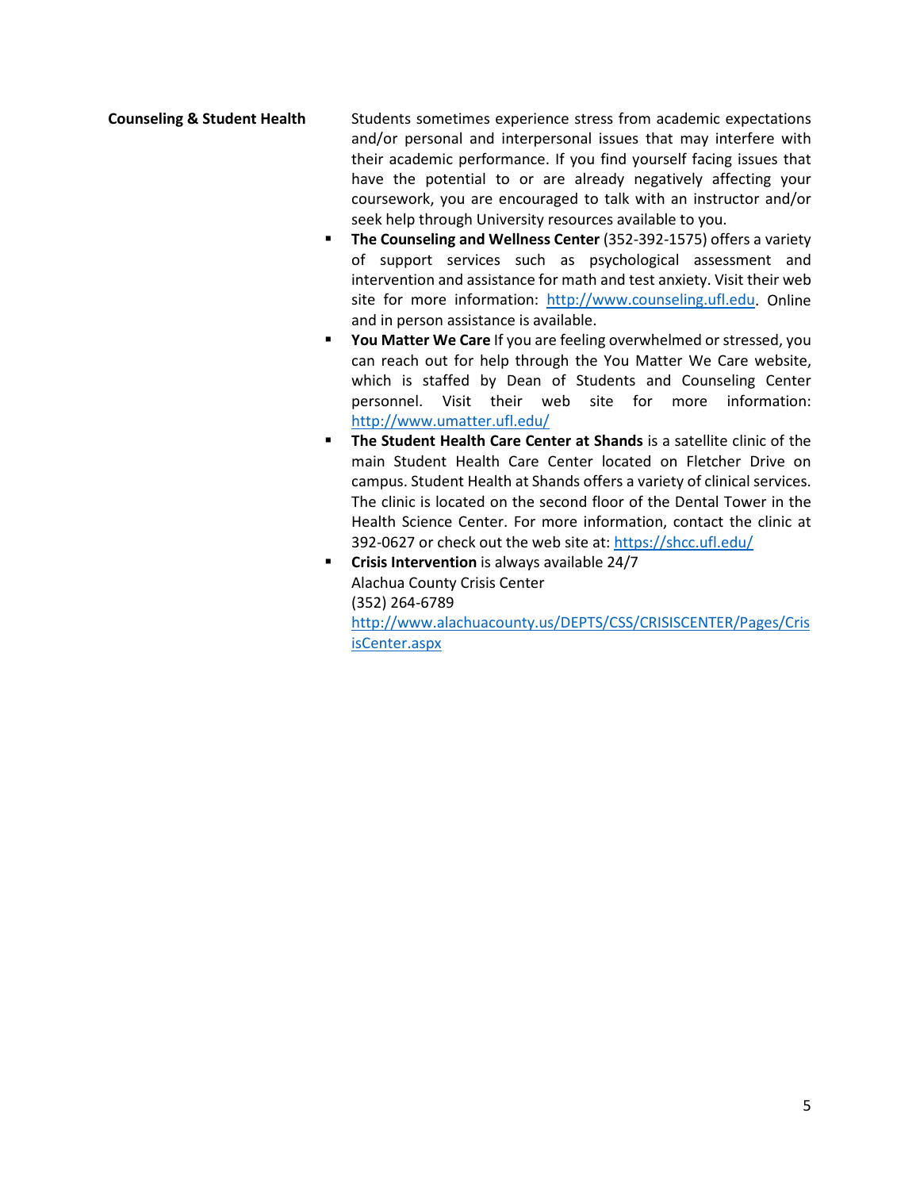**Counseling & Student Health**

Students sometimes experience stress from academic expectations and/or personal and interpersonal issues that may interfere with their academic performance. If you find yourself facing issues that have the potential to or are already negatively affecting your coursework, you are encouraged to talk with an instructor and/or seek help through University resources available to you.

- **The Counseling and Wellness Center** (352-392-1575) offers a variety of support services such as psychological assessment and intervention and assistance for math and test anxiety. Visit their web site for more information: http://www.counseling.ufl.edu. Online and in person assistance is available.
- **You Matter We Care** If you are feeling overwhelmed or stressed, you can reach out for help through the You Matter We Care website, which is staffed by Dean of Students and Counseling Center personnel. Visit their web site for more information: http://www.umatter.ufl.edu/
- **The Student Health Care Center at Shands** is a satellite clinic of the main Student Health Care Center located on Fletcher Drive on campus. Student Health at Shands offers a variety of clinical services. The clinic is located on the second floor of the Dental Tower in the Health Science Center. For more information, contact the clinic at 392-0627 or check out the web site at: https://shcc.ufl.edu/
- **Crisis Intervention** is always available 24/7
  Alachua County Crisis Center
  (352) 264-6789
  http://www.alachuacounty.us/DEPTS/CSS/CRISISCENTER/Pages/CrisisCenter.aspx